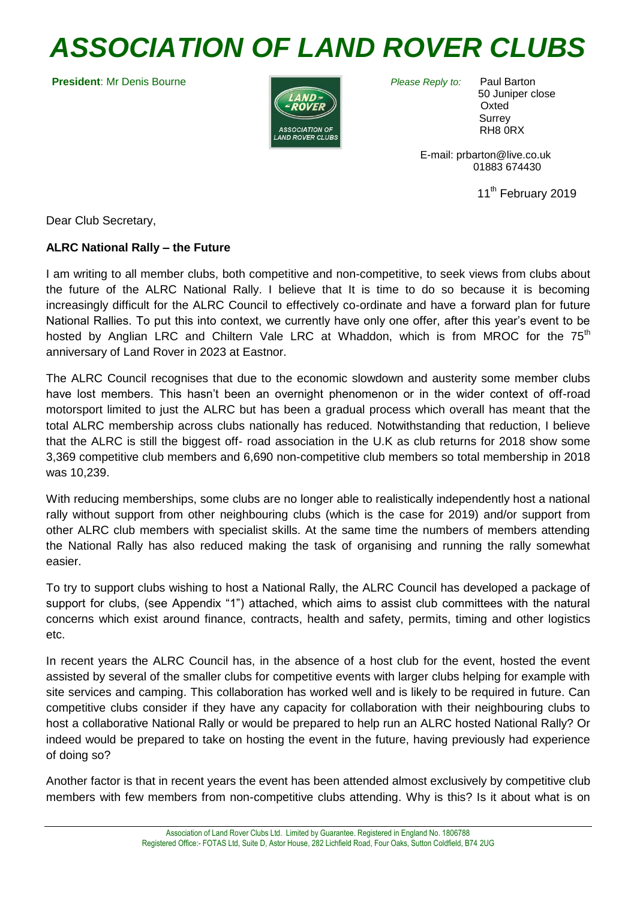# ASSOCIATION OF LAND ROVER CLUBS

**President**: Mr Denis Bourne

*Please Reply to:* Paul Barton
50 Juniper close
Oxted
Surrey
RH8 0RX

E-mail: prbarton@live.co.uk
01883 674430

11th February 2019

Dear Club Secretary,

**ALRC National Rally – the Future**

I am writing to all member clubs, both competitive and non-competitive, to seek views from clubs about the future of the ALRC National Rally. I believe that It is time to do so because it is becoming increasingly difficult for the ALRC Council to effectively co-ordinate and have a forward plan for future National Rallies. To put this into context, we currently have only one offer, after this year's event to be hosted by Anglian LRC and Chiltern Vale LRC at Whaddon, which is from MROC for the 75th anniversary of Land Rover in 2023 at Eastnor.

The ALRC Council recognises that due to the economic slowdown and austerity some member clubs have lost members. This hasn't been an overnight phenomenon or in the wider context of off-road motorsport limited to just the ALRC but has been a gradual process which overall has meant that the total ALRC membership across clubs nationally has reduced. Notwithstanding that reduction, I believe that the ALRC is still the biggest off- road association in the U.K as club returns for 2018 show some 3,369 competitive club members and 6,690 non-competitive club members so total membership in 2018 was 10,239.

With reducing memberships, some clubs are no longer able to realistically independently host a national rally without support from other neighbouring clubs (which is the case for 2019) and/or support from other ALRC club members with specialist skills. At the same time the numbers of members attending the National Rally has also reduced making the task of organising and running the rally somewhat easier.

To try to support clubs wishing to host a National Rally, the ALRC Council has developed a package of support for clubs, (see Appendix "1") attached, which aims to assist club committees with the natural concerns which exist around finance, contracts, health and safety, permits, timing and other logistics etc.

In recent years the ALRC Council has, in the absence of a host club for the event, hosted the event assisted by several of the smaller clubs for competitive events with larger clubs helping for example with site services and camping. This collaboration has worked well and is likely to be required in future. Can competitive clubs consider if they have any capacity for collaboration with their neighbouring clubs to host a collaborative National Rally or would be prepared to help run an ALRC hosted National Rally? Or indeed would be prepared to take on hosting the event in the future, having previously had experience of doing so?

Another factor is that in recent years the event has been attended almost exclusively by competitive club members with few members from non-competitive clubs attending. Why is this? Is it about what is on

Association of Land Rover Clubs Ltd. Limited by Guarantee. Registered in England No. 1806788
Registered Office:- FOTAS Ltd, Suite D, Astor House, 282 Lichfield Road, Four Oaks, Sutton Coldfield, B74 2UG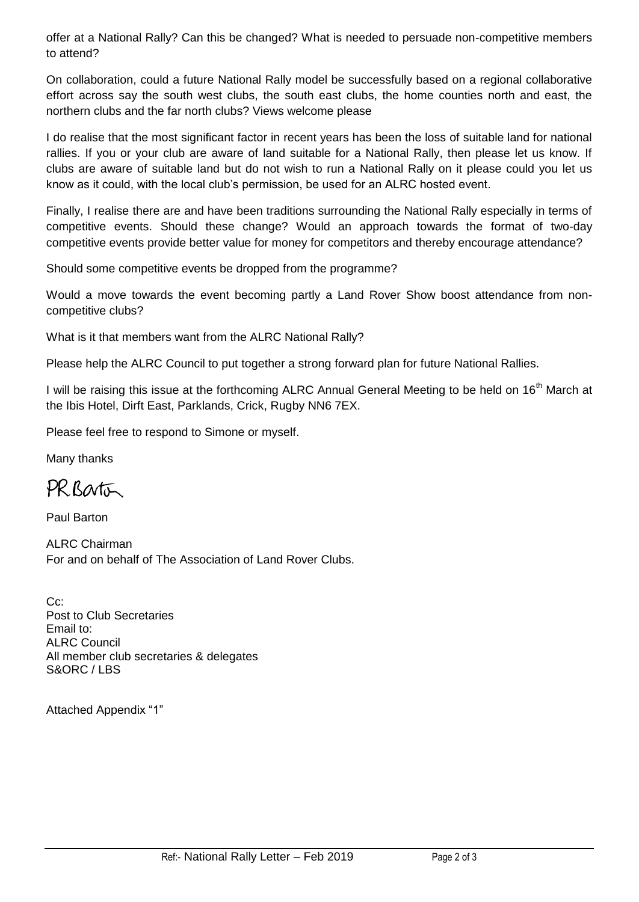offer at a National Rally? Can this be changed? What is needed to persuade non-competitive members to attend?

On collaboration, could a future National Rally model be successfully based on a regional collaborative effort across say the south west clubs, the south east clubs, the home counties north and east, the northern clubs and the far north clubs? Views welcome please

I do realise that the most significant factor in recent years has been the loss of suitable land for national rallies. If you or your club are aware of land suitable for a National Rally, then please let us know. If clubs are aware of suitable land but do not wish to run a National Rally on it please could you let us know as it could, with the local club's permission, be used for an ALRC hosted event.

Finally, I realise there are and have been traditions surrounding the National Rally especially in terms of competitive events. Should these change? Would an approach towards the format of two-day competitive events provide better value for money for competitors and thereby encourage attendance?

Should some competitive events be dropped from the programme?

Would a move towards the event becoming partly a Land Rover Show boost attendance from non-competitive clubs?

What is it that members want from the ALRC National Rally?

Please help the ALRC Council to put together a strong forward plan for future National Rallies.

I will be raising this issue at the forthcoming ALRC Annual General Meeting to be held on 16th March at the Ibis Hotel, Dirft East, Parklands, Crick, Rugby NN6 7EX.

Please feel free to respond to Simone or myself.

Many thanks

PR Barton

Paul Barton

ALRC Chairman
For and on behalf of The Association of Land Rover Clubs.

Cc:
Post to Club Secretaries
Email to:
ALRC Council
All member club secretaries & delegates
S&ORC / LBS

Attached Appendix "1"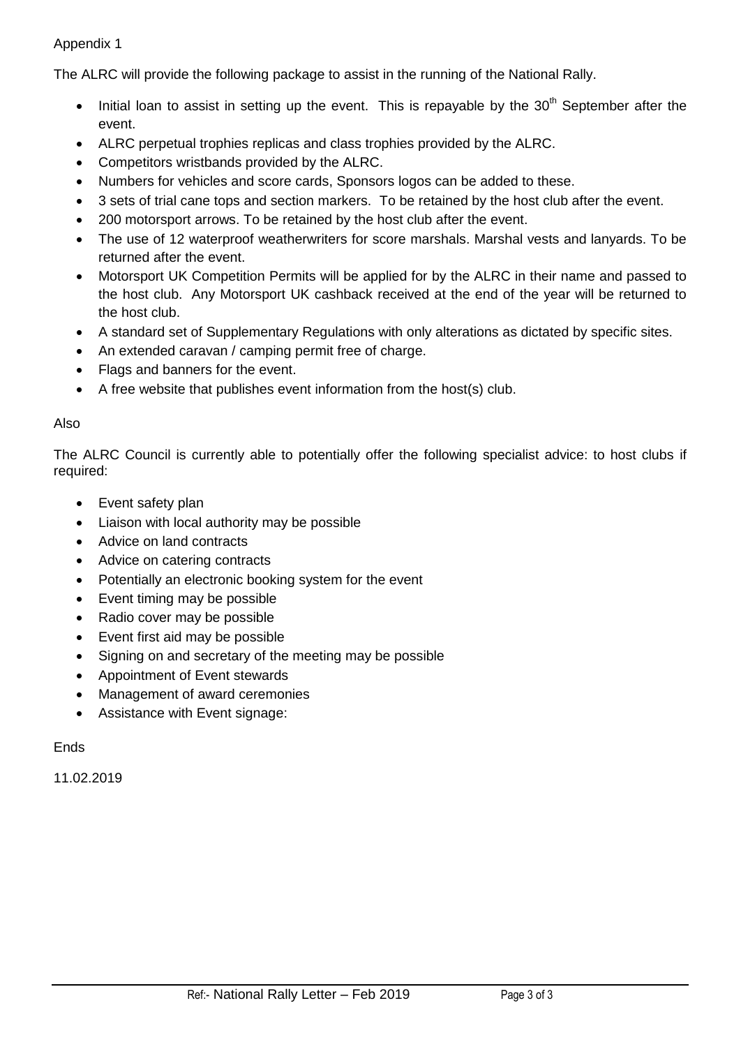Appendix 1

The ALRC will provide the following package to assist in the running of the National Rally.

- Initial loan to assist in setting up the event. This is repayable by the 30th September after the event.
- ALRC perpetual trophies replicas and class trophies provided by the ALRC.
- Competitors wristbands provided by the ALRC.
- Numbers for vehicles and score cards, Sponsors logos can be added to these.
- 3 sets of trial cane tops and section markers. To be retained by the host club after the event.
- 200 motorsport arrows. To be retained by the host club after the event.
- The use of 12 waterproof weatherwriters for score marshals. Marshal vests and lanyards. To be returned after the event.
- Motorsport UK Competition Permits will be applied for by the ALRC in their name and passed to the host club. Any Motorsport UK cashback received at the end of the year will be returned to the host club.
- A standard set of Supplementary Regulations with only alterations as dictated by specific sites.
- An extended caravan / camping permit free of charge.
- Flags and banners for the event.
- A free website that publishes event information from the host(s) club.

Also

The ALRC Council is currently able to potentially offer the following specialist advice: to host clubs if required:

- Event safety plan
- Liaison with local authority may be possible
- Advice on land contracts
- Advice on catering contracts
- Potentially an electronic booking system for the event
- Event timing may be possible
- Radio cover may be possible
- Event first aid may be possible
- Signing on and secretary of the meeting may be possible
- Appointment of Event stewards
- Management of award ceremonies
- Assistance with Event signage:

Ends

11.02.2019